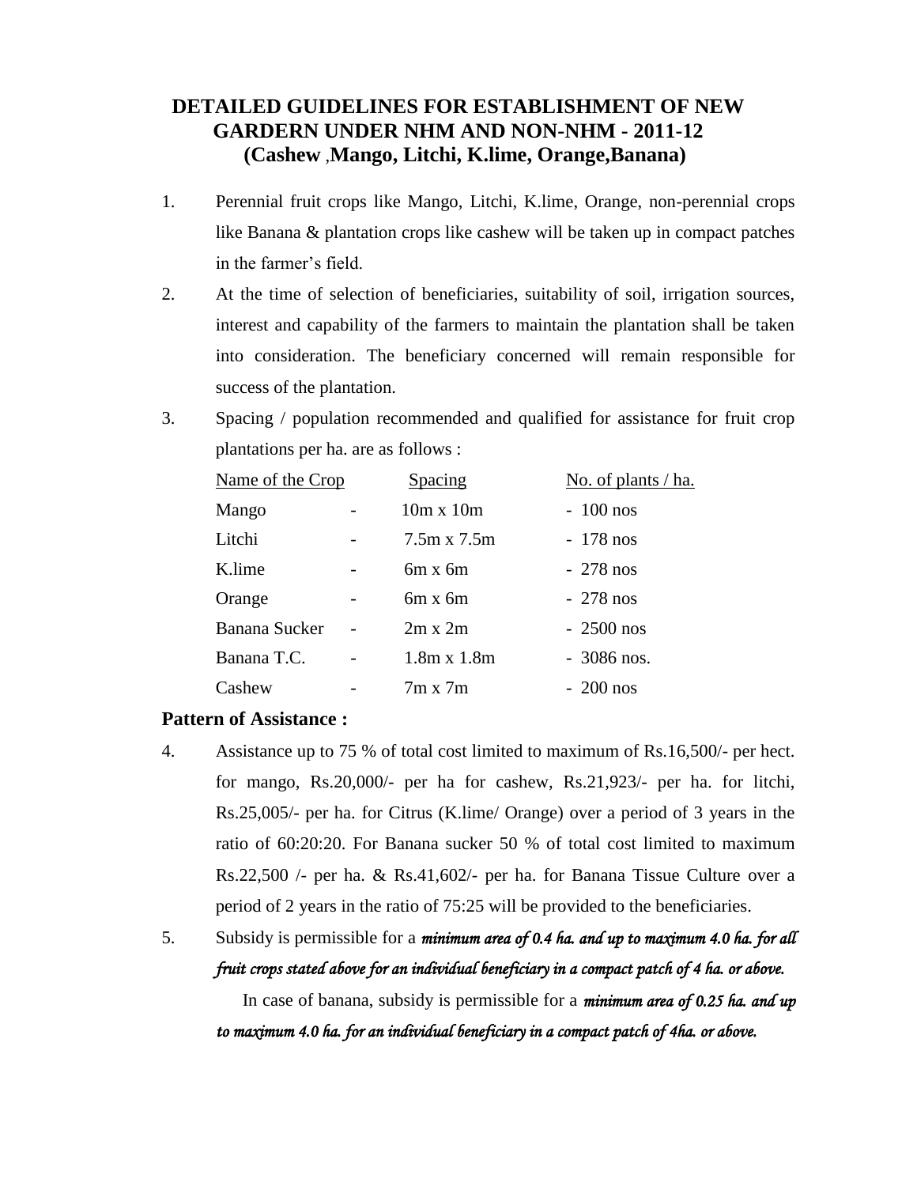# DETAILED GUIDELINES FOR ESTABLISHMENT OF NEW GARDERN UNDER NHM AND NON-NHM - 2011-12
## (Cashew ,Mango, Litchi, K.lime, Orange,Banana)

1. Perennial fruit crops like Mango, Litchi, K.lime, Orange, non-perennial crops like Banana & plantation crops like cashew will be taken up in compact patches in the farmer's field.

2. At the time of selection of beneficiaries, suitability of soil, irrigation sources, interest and capability of the farmers to maintain the plantation shall be taken into consideration. The beneficiary concerned will remain responsible for success of the plantation.

3. Spacing / population recommended and qualified for assistance for fruit crop plantations per ha. are as follows :

| Name of the Crop | | Spacing | No. of plants / ha. |
|---|---|---|---|
| Mango | - | 10m x 10m | - 100 nos |
| Litchi | - | 7.5m x 7.5m | - 178 nos |
| K.lime | - | 6m x 6m | - 278 nos |
| Orange | - | 6m x 6m | - 278 nos |
| Banana Sucker | - | 2m x 2m | - 2500 nos |
| Banana T.C. | - | 1.8m x 1.8m | - 3086 nos. |
| Cashew | - | 7m x 7m | - 200 nos |

**Pattern of Assistance :**

4. Assistance up to 75 % of total cost limited to maximum of Rs.16,500/- per hect. for mango, Rs.20,000/- per ha for cashew, Rs.21,923/- per ha. for litchi, Rs.25,005/- per ha. for Citrus (K.lime/ Orange) over a period of 3 years in the ratio of 60:20:20. For Banana sucker 50 % of total cost limited to maximum Rs.22,500 /- per ha. & Rs.41,602/- per ha. for Banana Tissue Culture over a period of 2 years in the ratio of 75:25 will be provided to the beneficiaries.

5. Subsidy is permissible for a ***minimum area of 0.4 ha. and up to maximum 4.0 ha. for all fruit crops stated above for an individual beneficiary in a compact patch of 4 ha. or above.***

   In case of banana, subsidy is permissible for a ***minimum area of 0.25 ha. and up to maximum 4.0 ha. for an individual beneficiary in a compact patch of 4ha. or above.***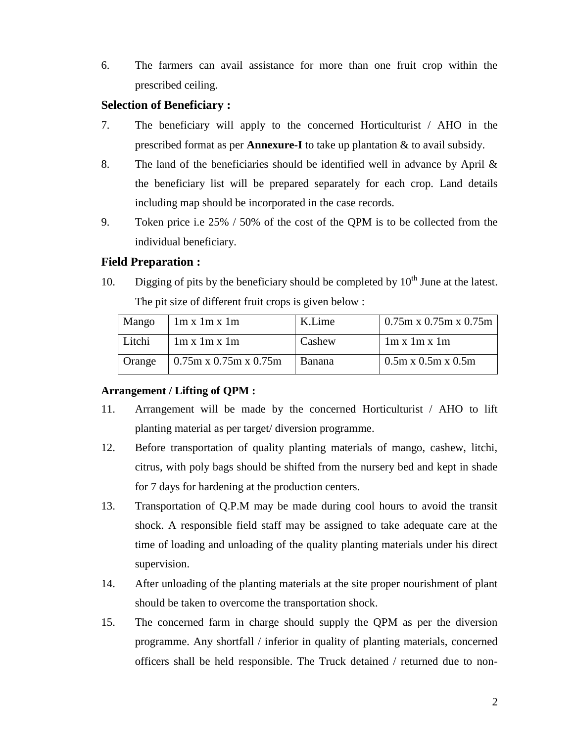6. The farmers can avail assistance for more than one fruit crop within the prescribed ceiling.

**Selection of Beneficiary :**

7. The beneficiary will apply to the concerned Horticulturist / AHO in the prescribed format as per **Annexure-I** to take up plantation & to avail subsidy.

8. The land of the beneficiaries should be identified well in advance by April & the beneficiary list will be prepared separately for each crop. Land details including map should be incorporated in the case records.

9. Token price i.e 25% / 50% of the cost of the QPM is to be collected from the individual beneficiary.

**Field Preparation :**

10. Digging of pits by the beneficiary should be completed by 10th June at the latest. The pit size of different fruit crops is given below :

| Mango | 1m x 1m x 1m | K.Lime | 0.75m x 0.75m x 0.75m |
|---|---|---|---|
| Litchi | 1m x 1m x 1m | Cashew | 1m x 1m x 1m |
| Orange | 0.75m x 0.75m x 0.75m | Banana | 0.5m x 0.5m x 0.5m |

**Arrangement / Lifting of QPM :**

11. Arrangement will be made by the concerned Horticulturist / AHO to lift planting material as per target/ diversion programme.

12. Before transportation of quality planting materials of mango, cashew, litchi, citrus, with poly bags should be shifted from the nursery bed and kept in shade for 7 days for hardening at the production centers.

13. Transportation of Q.P.M may be made during cool hours to avoid the transit shock. A responsible field staff may be assigned to take adequate care at the time of loading and unloading of the quality planting materials under his direct supervision.

14. After unloading of the planting materials at the site proper nourishment of plant should be taken to overcome the transportation shock.

15. The concerned farm in charge should supply the QPM as per the diversion programme. Any shortfall / inferior in quality of planting materials, concerned officers shall be held responsible. The Truck detained / returned due to non-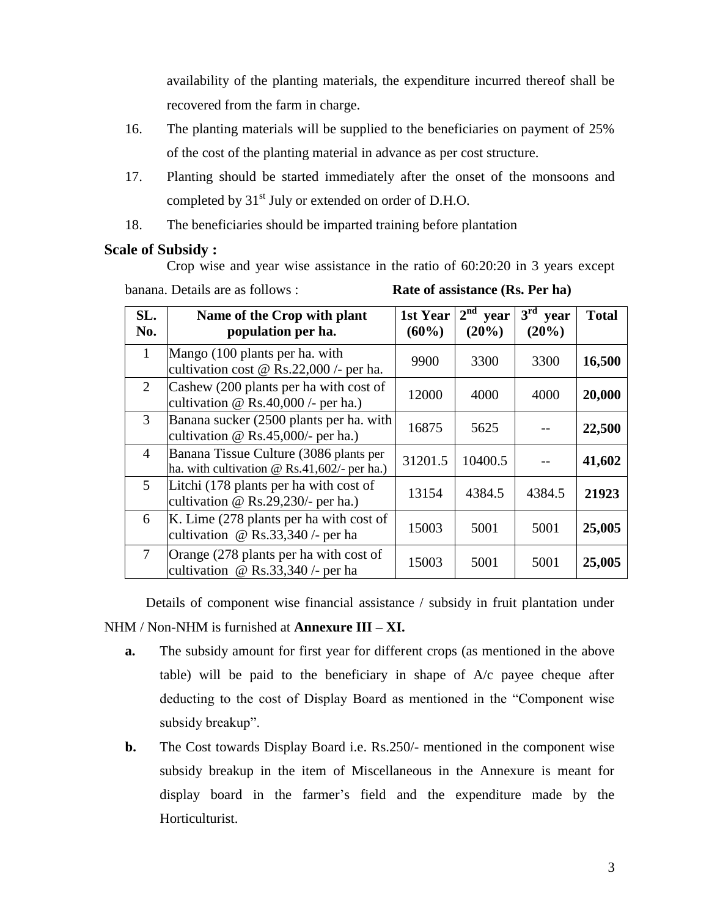availability of the planting materials, the expenditure incurred thereof shall be recovered from the farm in charge.

16. The planting materials will be supplied to the beneficiaries on payment of 25% of the cost of the planting material in advance as per cost structure.

17. Planting should be started immediately after the onset of the monsoons and completed by 31st July or extended on order of D.H.O.

18. The beneficiaries should be imparted training before plantation

**Scale of Subsidy :**

Crop wise and year wise assistance in the ratio of 60:20:20 in 3 years except banana. Details are as follows : **Rate of assistance (Rs. Per ha)**

| SL. No. | Name of the Crop with plant population per ha. | 1st Year (60%) | 2nd year (20%) | 3rd year (20%) | Total |
|---|---|---|---|---|---|
| 1 | Mango (100 plants per ha. with cultivation cost @ Rs.22,000 /- per ha. | 9900 | 3300 | 3300 | **16,500** |
| 2 | Cashew (200 plants per ha with cost of cultivation @ Rs.40,000 /- per ha.) | 12000 | 4000 | 4000 | **20,000** |
| 3 | Banana sucker (2500 plants per ha. with cultivation @ Rs.45,000/- per ha.) | 16875 | 5625 | -- | **22,500** |
| 4 | Banana Tissue Culture (3086 plants per ha. with cultivation @ Rs.41,602/- per ha.) | 31201.5 | 10400.5 | -- | **41,602** |
| 5 | Litchi (178 plants per ha with cost of cultivation @ Rs.29,230/- per ha.) | 13154 | 4384.5 | 4384.5 | **21923** |
| 6 | K. Lime (278 plants per ha with cost of cultivation @ Rs.33,340 /- per ha | 15003 | 5001 | 5001 | **25,005** |
| 7 | Orange (278 plants per ha with cost of cultivation @ Rs.33,340 /- per ha | 15003 | 5001 | 5001 | **25,005** |

Details of component wise financial assistance / subsidy in fruit plantation under NHM / Non-NHM is furnished at **Annexure III – XI.**

**a.** The subsidy amount for first year for different crops (as mentioned in the above table) will be paid to the beneficiary in shape of A/c payee cheque after deducting to the cost of Display Board as mentioned in the "Component wise subsidy breakup".

**b.** The Cost towards Display Board i.e. Rs.250/- mentioned in the component wise subsidy breakup in the item of Miscellaneous in the Annexure is meant for display board in the farmer's field and the expenditure made by the Horticulturist.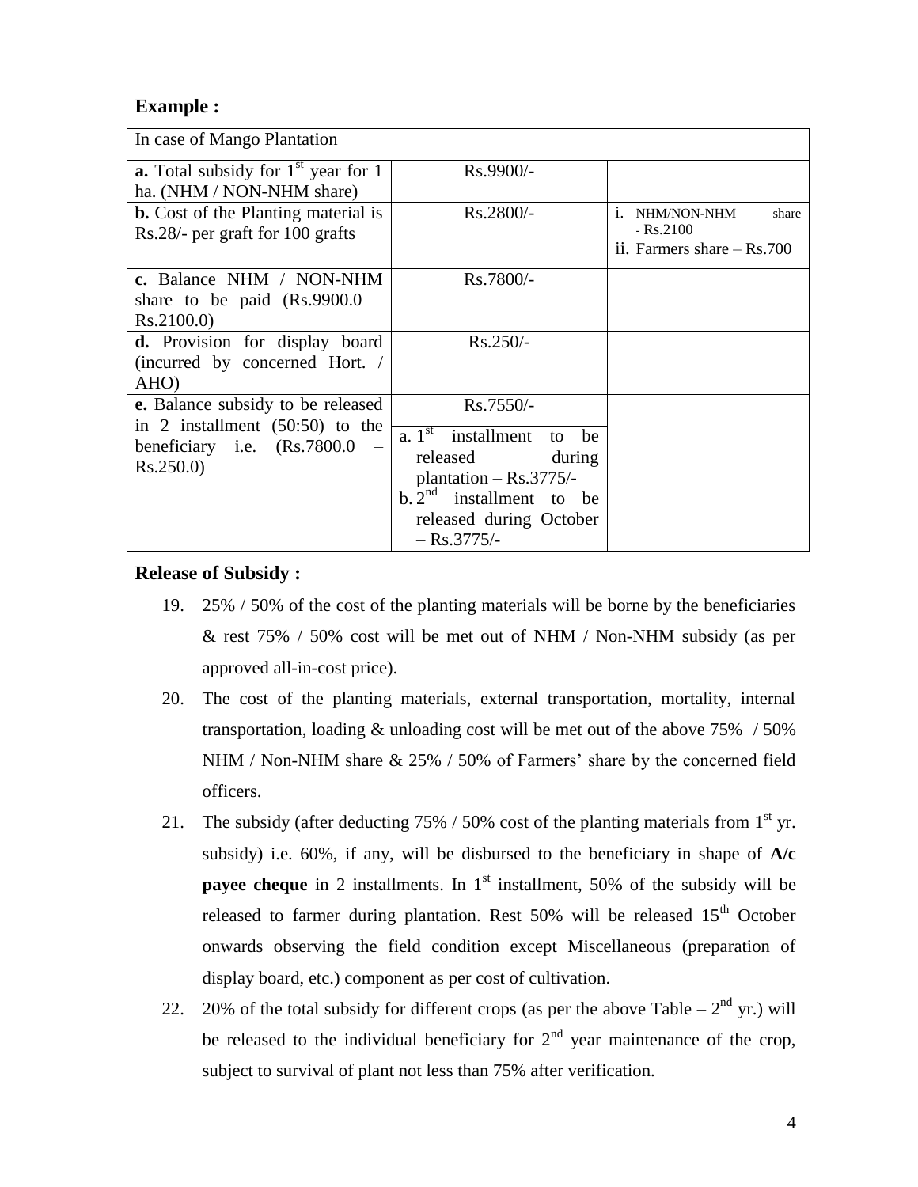**Example :**

| In case of Mango Plantation | | |
|---|---|---|
| **a.** Total subsidy for 1st year for 1 ha. (NHM / NON-NHM share) | Rs.9900/- | |
| **b.** Cost of the Planting material is Rs.28/- per graft for 100 grafts | Rs.2800/- | i. NHM/NON-NHM share - Rs.2100<br>ii. Farmers share – Rs.700 |
| **c.** Balance NHM / NON-NHM share to be paid (Rs.9900.0 – Rs.2100.0) | Rs.7800/- | |
| **d.** Provision for display board (incurred by concerned Hort. / AHO) | Rs.250/- | |
| **e.** Balance subsidy to be released in 2 installment (50:50) to the beneficiary i.e. (Rs.7800.0 – Rs.250.0) | Rs.7550/-<br>a. 1st installment to be released during plantation – Rs.3775/-<br>b. 2nd installment to be released during October – Rs.3775/- | |

**Release of Subsidy :**

19. 25% / 50% of the cost of the planting materials will be borne by the beneficiaries & rest 75% / 50% cost will be met out of NHM / Non-NHM subsidy (as per approved all-in-cost price).
20. The cost of the planting materials, external transportation, mortality, internal transportation, loading & unloading cost will be met out of the above 75% / 50% NHM / Non-NHM share & 25% / 50% of Farmers' share by the concerned field officers.
21. The subsidy (after deducting 75% / 50% cost of the planting materials from 1st yr. subsidy) i.e. 60%, if any, will be disbursed to the beneficiary in shape of **A/c payee cheque** in 2 installments. In 1st installment, 50% of the subsidy will be released to farmer during plantation. Rest 50% will be released 15th October onwards observing the field condition except Miscellaneous (preparation of display board, etc.) component as per cost of cultivation.
22. 20% of the total subsidy for different crops (as per the above Table – 2nd yr.) will be released to the individual beneficiary for 2nd year maintenance of the crop, subject to survival of plant not less than 75% after verification.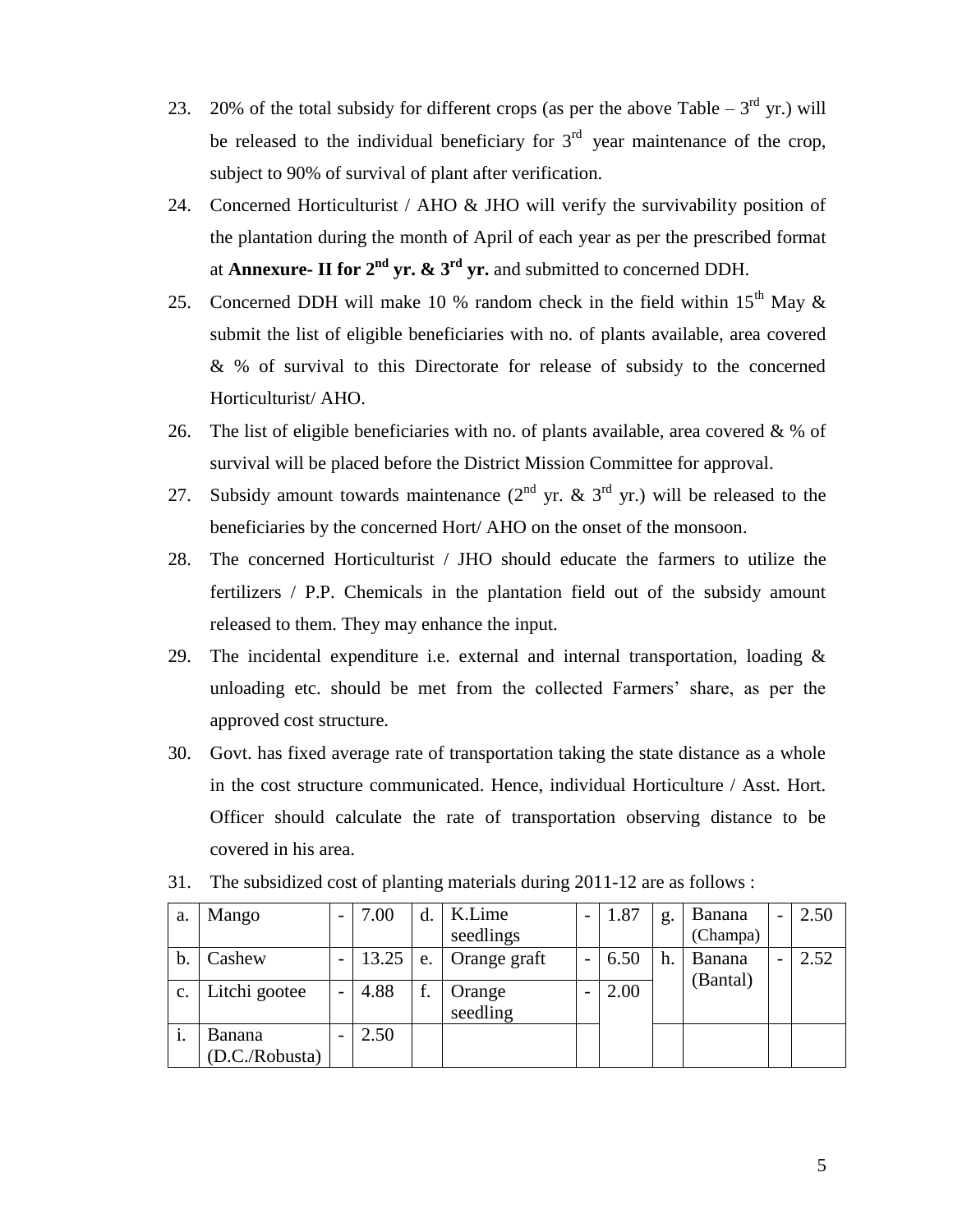23. 20% of the total subsidy for different crops (as per the above Table – 3rd yr.) will be released to the individual beneficiary for 3rd year maintenance of the crop, subject to 90% of survival of plant after verification.

24. Concerned Horticulturist / AHO & JHO will verify the survivability position of the plantation during the month of April of each year as per the prescribed format at **Annexure- II for 2nd yr. & 3rd yr.** and submitted to concerned DDH.

25. Concerned DDH will make 10 % random check in the field within 15th May & submit the list of eligible beneficiaries with no. of plants available, area covered & % of survival to this Directorate for release of subsidy to the concerned Horticulturist/ AHO.

26. The list of eligible beneficiaries with no. of plants available, area covered & % of survival will be placed before the District Mission Committee for approval.

27. Subsidy amount towards maintenance (2nd yr. & 3rd yr.) will be released to the beneficiaries by the concerned Hort/ AHO on the onset of the monsoon.

28. The concerned Horticulturist / JHO should educate the farmers to utilize the fertilizers / P.P. Chemicals in the plantation field out of the subsidy amount released to them. They may enhance the input.

29. The incidental expenditure i.e. external and internal transportation, loading & unloading etc. should be met from the collected Farmers' share, as per the approved cost structure.

30. Govt. has fixed average rate of transportation taking the state distance as a whole in the cost structure communicated. Hence, individual Horticulture / Asst. Hort. Officer should calculate the rate of transportation observing distance to be covered in his area.

31. The subsidized cost of planting materials during 2011-12 are as follows :

| a. | Mango | - | 7.00 | d. | K.Lime seedlings | - | 1.87 | g. | Banana (Champa) | - | 2.50 |
|---|---|---|---|---|---|---|---|---|---|---|---|
| b. | Cashew | - | 13.25 | e. | Orange graft | - | 6.50 | h. | Banana (Bantal) | - | 2.52 |
| c. | Litchi gootee | - | 4.88 | f. | Orange seedling | - | 2.00 | | | | |
| i. | Banana (D.C./Robusta) | - | 2.50 | | | | | | | | |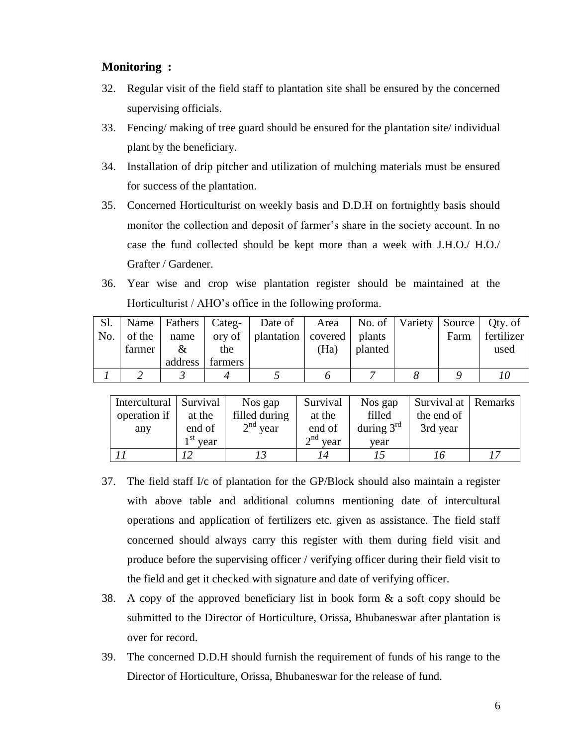**Monitoring :**

32. Regular visit of the field staff to plantation site shall be ensured by the concerned supervising officials.
33. Fencing/ making of tree guard should be ensured for the plantation site/ individual plant by the beneficiary.
34. Installation of drip pitcher and utilization of mulching materials must be ensured for success of the plantation.
35. Concerned Horticulturist on weekly basis and D.D.H on fortnightly basis should monitor the collection and deposit of farmer's share in the society account. In no case the fund collected should be kept more than a week with J.H.O./ H.O./ Grafter / Gardener.
36. Year wise and crop wise plantation register should be maintained at the Horticulturist / AHO's office in the following proforma.

| Sl. No. | Name of the farmer | Fathers name & address | Category of the farmers | Date of plantation | Area covered (Ha) | No. of plants planted | Variety | Source Farm | Qty. of fertilizer used |
|---|---|---|---|---|---|---|---|---|---|
| *1* | *2* | *3* | *4* | *5* | *6* | *7* | *8* | *9* | *10* |

| Intercultural operation if any | Survival at the end of 1st year | Nos gap filled during 2nd year | Survival at the end of 2nd year | Nos gap filled during 3rd year | Survival at the end of 3rd year | Remarks |
|---|---|---|---|---|---|---|
| *11* | *12* | *13* | *14* | *15* | *16* | *17* |

37. The field staff I/c of plantation for the GP/Block should also maintain a register with above table and additional columns mentioning date of intercultural operations and application of fertilizers etc. given as assistance. The field staff concerned should always carry this register with them during field visit and produce before the supervising officer / verifying officer during their field visit to the field and get it checked with signature and date of verifying officer.
38. A copy of the approved beneficiary list in book form & a soft copy should be submitted to the Director of Horticulture, Orissa, Bhubaneswar after plantation is over for record.
39. The concerned D.D.H should furnish the requirement of funds of his range to the Director of Horticulture, Orissa, Bhubaneswar for the release of fund.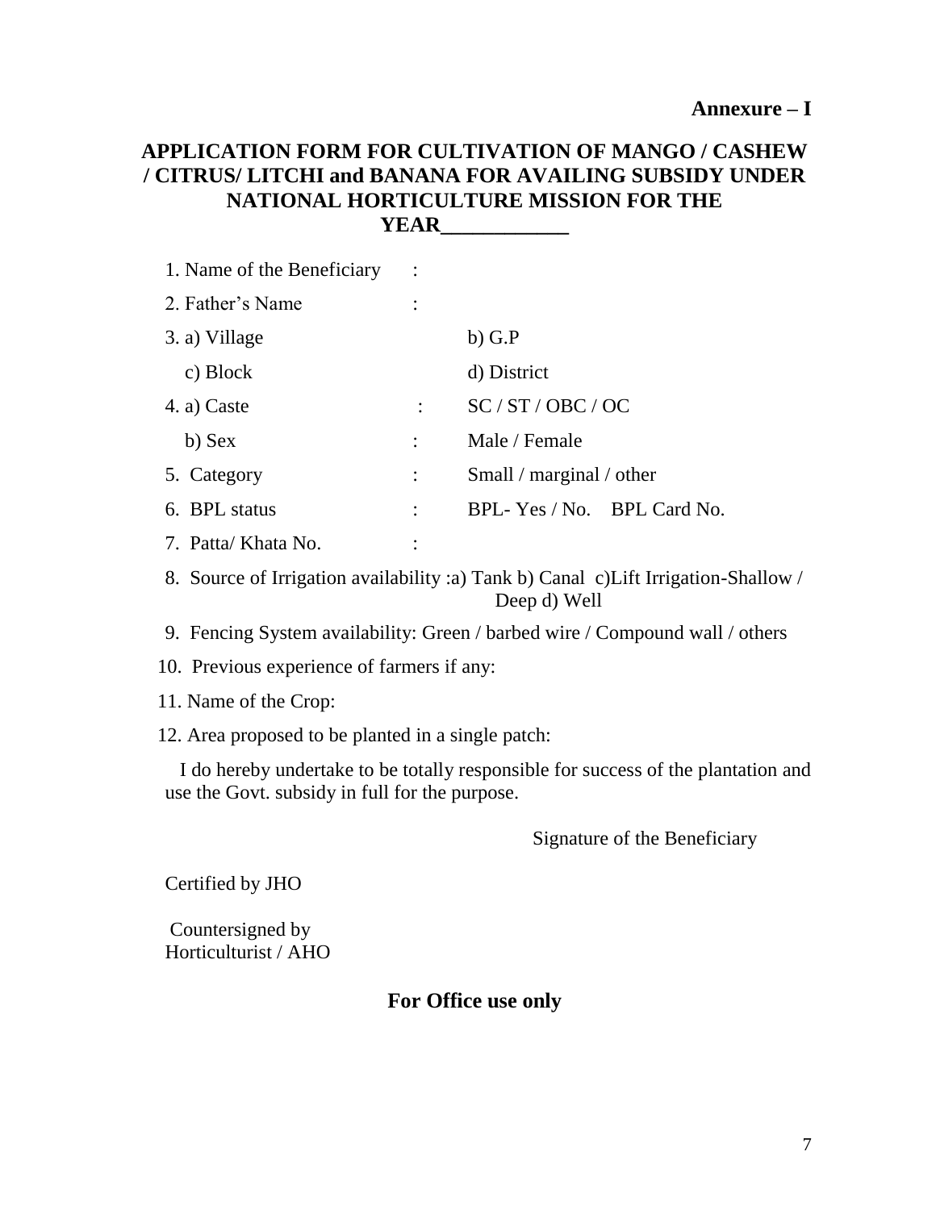**Annexure – I**

## APPLICATION FORM FOR CULTIVATION OF MANGO / CASHEW / CITRUS/ LITCHI and BANANA FOR AVAILING SUBSIDY UNDER NATIONAL HORTICULTURE MISSION FOR THE YEAR____________

1. Name of the Beneficiary :
2. Father's Name :
3. a) Village b) G.P
   c) Block d) District
4. a) Caste : SC / ST / OBC / OC
   b) Sex : Male / Female
5. Category : Small / marginal / other
6. BPL status : BPL- Yes / No. BPL Card No.
7. Patta/ Khata No. :
8. Source of Irrigation availability :a) Tank b) Canal c)Lift Irrigation-Shallow / Deep d) Well
9. Fencing System availability: Green / barbed wire / Compound wall / others
10. Previous experience of farmers if any:
11. Name of the Crop:
12. Area proposed to be planted in a single patch:

I do hereby undertake to be totally responsible for success of the plantation and use the Govt. subsidy in full for the purpose.

Signature of the Beneficiary

Certified by JHO

Countersigned by
Horticulturist / AHO

**For Office use only**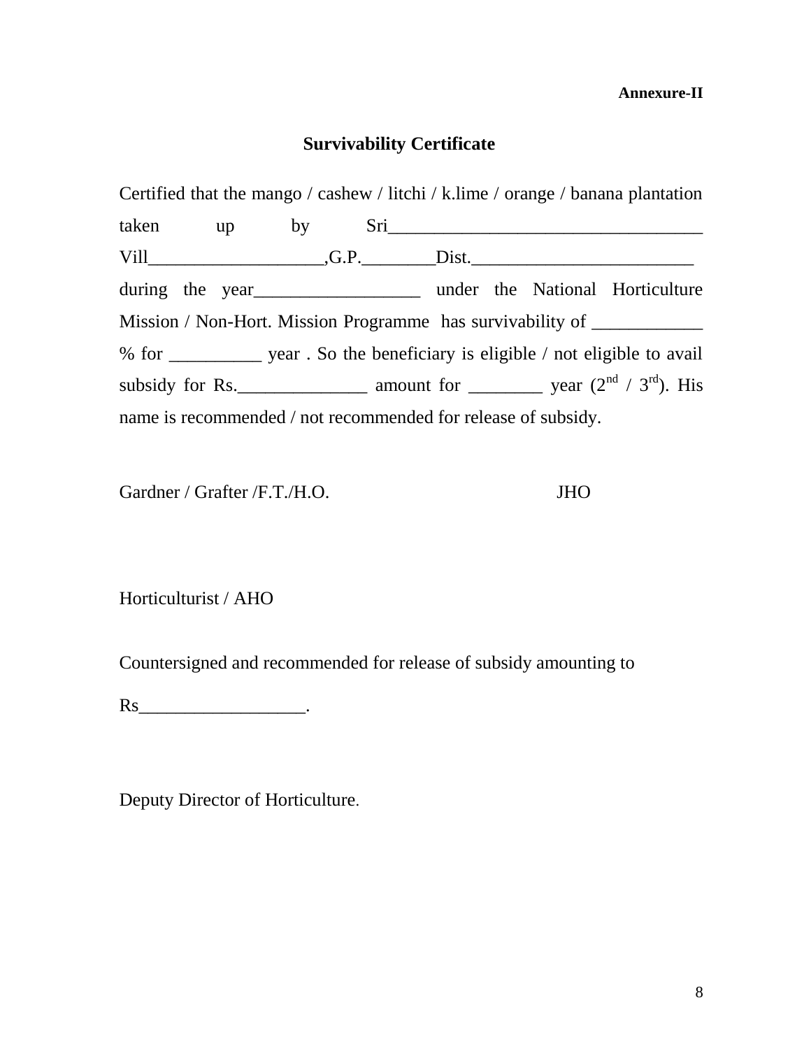**Annexure-II**

## Survivability Certificate

Certified that the mango / cashew / litchi / k.lime / orange / banana plantation taken up by Sri___________________________________ Vill___________________,G.P.________Dist.________________________ during the year_________________ under the National Horticulture Mission / Non-Hort. Mission Programme has survivability of ____________ % for __________ year . So the beneficiary is eligible / not eligible to avail subsidy for Rs.______________ amount for ________ year (2nd / 3rd). His name is recommended / not recommended for release of subsidy.

Gardner / Grafter /F.T./H.O. JHO

Horticulturist / AHO

Countersigned and recommended for release of subsidy amounting to

Rs__________________.

Deputy Director of Horticulture.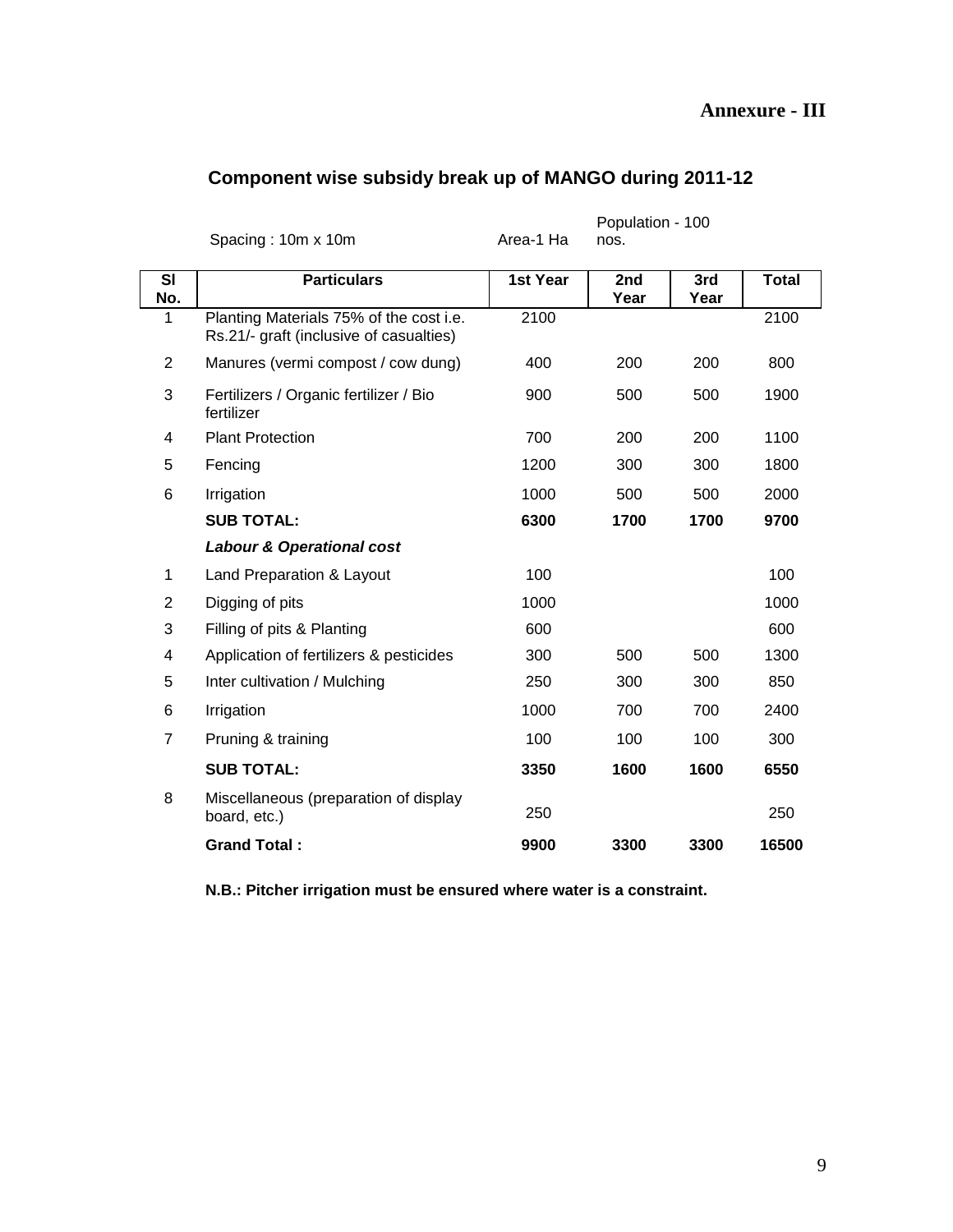**Annexure - III**

## Component wise subsidy break up of MANGO during 2011-12

Spacing : 10m x 10m    Area-1 Ha    Population - 100 nos.

| Sl No. | Particulars | 1st Year | 2nd Year | 3rd Year | Total |
|---|---|---|---|---|---|
| 1 | Planting Materials 75% of the cost i.e. Rs.21/- graft (inclusive of casualties) | 2100 | | | 2100 |
| 2 | Manures (vermi compost / cow dung) | 400 | 200 | 200 | 800 |
| 3 | Fertilizers / Organic fertilizer / Bio fertilizer | 900 | 500 | 500 | 1900 |
| 4 | Plant Protection | 700 | 200 | 200 | 1100 |
| 5 | Fencing | 1200 | 300 | 300 | 1800 |
| 6 | Irrigation | 1000 | 500 | 500 | 2000 |
| | **SUB TOTAL:** | **6300** | **1700** | **1700** | **9700** |
| | ***Labour & Operational cost*** | | | | |
| 1 | Land Preparation & Layout | 100 | | | 100 |
| 2 | Digging of pits | 1000 | | | 1000 |
| 3 | Filling of pits & Planting | 600 | | | 600 |
| 4 | Application of fertilizers & pesticides | 300 | 500 | 500 | 1300 |
| 5 | Inter cultivation / Mulching | 250 | 300 | 300 | 850 |
| 6 | Irrigation | 1000 | 700 | 700 | 2400 |
| 7 | Pruning & training | 100 | 100 | 100 | 300 |
| | **SUB TOTAL:** | **3350** | **1600** | **1600** | **6550** |
| 8 | Miscellaneous (preparation of display board, etc.) | 250 | | | 250 |
| | **Grand Total :** | **9900** | **3300** | **3300** | **16500** |

**N.B.: Pitcher irrigation must be ensured where water is a constraint.**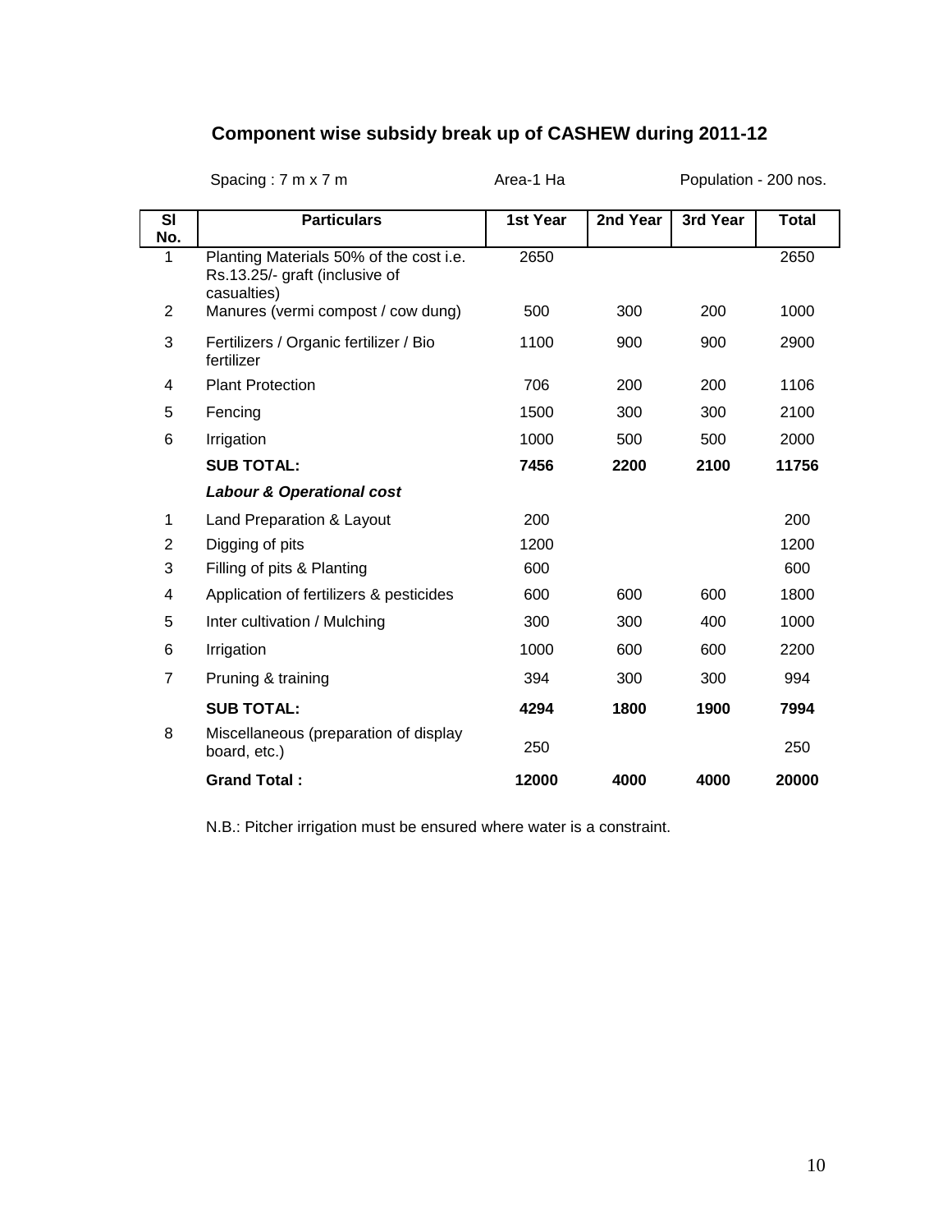## Component wise subsidy break up of CASHEW during 2011-12

Spacing : 7 m x 7 m | Area-1 Ha | Population - 200 nos.

| Sl No. | Particulars | 1st Year | 2nd Year | 3rd Year | Total |
|---|---|---|---|---|---|
| 1 | Planting Materials 50% of the cost i.e. Rs.13.25/- graft (inclusive of casualties) | 2650 | | | 2650 |
| 2 | Manures (vermi compost / cow dung) | 500 | 300 | 200 | 1000 |
| 3 | Fertilizers / Organic fertilizer / Bio fertilizer | 1100 | 900 | 900 | 2900 |
| 4 | Plant Protection | 706 | 200 | 200 | 1106 |
| 5 | Fencing | 1500 | 300 | 300 | 2100 |
| 6 | Irrigation | 1000 | 500 | 500 | 2000 |
| | **SUB TOTAL:** | **7456** | **2200** | **2100** | **11756** |
| | ***Labour & Operational cost*** | | | | |
| 1 | Land Preparation & Layout | 200 | | | 200 |
| 2 | Digging of pits | 1200 | | | 1200 |
| 3 | Filling of pits & Planting | 600 | | | 600 |
| 4 | Application of fertilizers & pesticides | 600 | 600 | 600 | 1800 |
| 5 | Inter cultivation / Mulching | 300 | 300 | 400 | 1000 |
| 6 | Irrigation | 1000 | 600 | 600 | 2200 |
| 7 | Pruning & training | 394 | 300 | 300 | 994 |
| | **SUB TOTAL:** | **4294** | **1800** | **1900** | **7994** |
| 8 | Miscellaneous (preparation of display board, etc.) | 250 | | | 250 |
| | **Grand Total :** | **12000** | **4000** | **4000** | **20000** |

N.B.: Pitcher irrigation must be ensured where water is a constraint.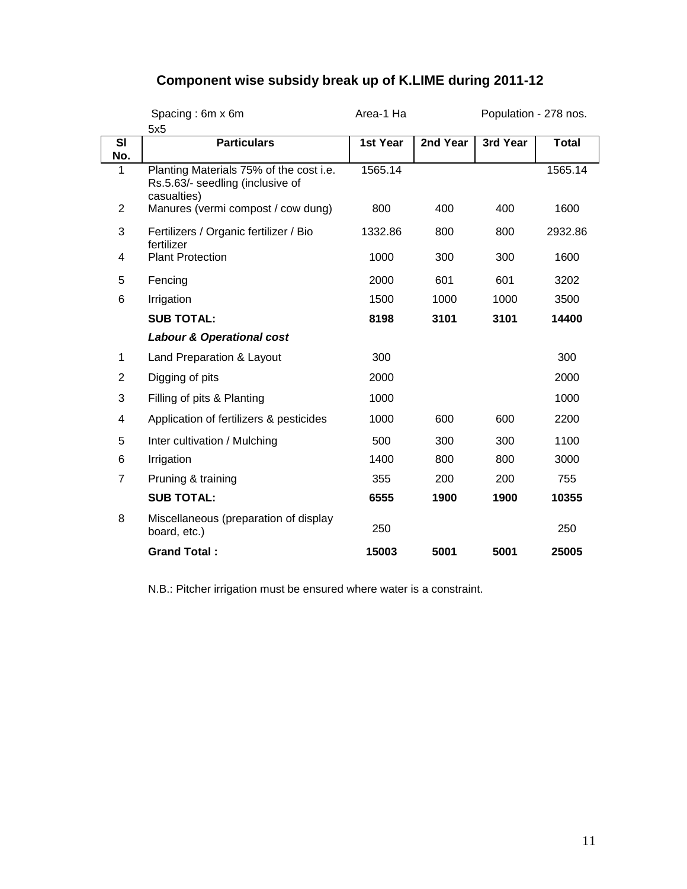## Component wise subsidy break up of K.LIME during 2011-12

Spacing : 6m x 6m 5x5 &nbsp;&nbsp;&nbsp;&nbsp; Area-1 Ha &nbsp;&nbsp;&nbsp;&nbsp; Population - 278 nos.

| Sl No. | Particulars | 1st Year | 2nd Year | 3rd Year | Total |
|---|---|---|---|---|---|
| 1 | Planting Materials 75% of the cost i.e. Rs.5.63/- seedling (inclusive of casualties) | 1565.14 | | | 1565.14 |
| 2 | Manures (vermi compost / cow dung) | 800 | 400 | 400 | 1600 |
| 3 | Fertilizers / Organic fertilizer / Bio fertilizer | 1332.86 | 800 | 800 | 2932.86 |
| 4 | Plant Protection | 1000 | 300 | 300 | 1600 |
| 5 | Fencing | 2000 | 601 | 601 | 3202 |
| 6 | Irrigation | 1500 | 1000 | 1000 | 3500 |
| | **SUB TOTAL:** | **8198** | **3101** | **3101** | **14400** |
| | ***Labour & Operational cost*** | | | | |
| 1 | Land Preparation & Layout | 300 | | | 300 |
| 2 | Digging of pits | 2000 | | | 2000 |
| 3 | Filling of pits & Planting | 1000 | | | 1000 |
| 4 | Application of fertilizers & pesticides | 1000 | 600 | 600 | 2200 |
| 5 | Inter cultivation / Mulching | 500 | 300 | 300 | 1100 |
| 6 | Irrigation | 1400 | 800 | 800 | 3000 |
| 7 | Pruning & training | 355 | 200 | 200 | 755 |
| | **SUB TOTAL:** | **6555** | **1900** | **1900** | **10355** |
| 8 | Miscellaneous (preparation of display board, etc.) | 250 | | | 250 |
| | **Grand Total :** | **15003** | **5001** | **5001** | **25005** |

N.B.: Pitcher irrigation must be ensured where water is a constraint.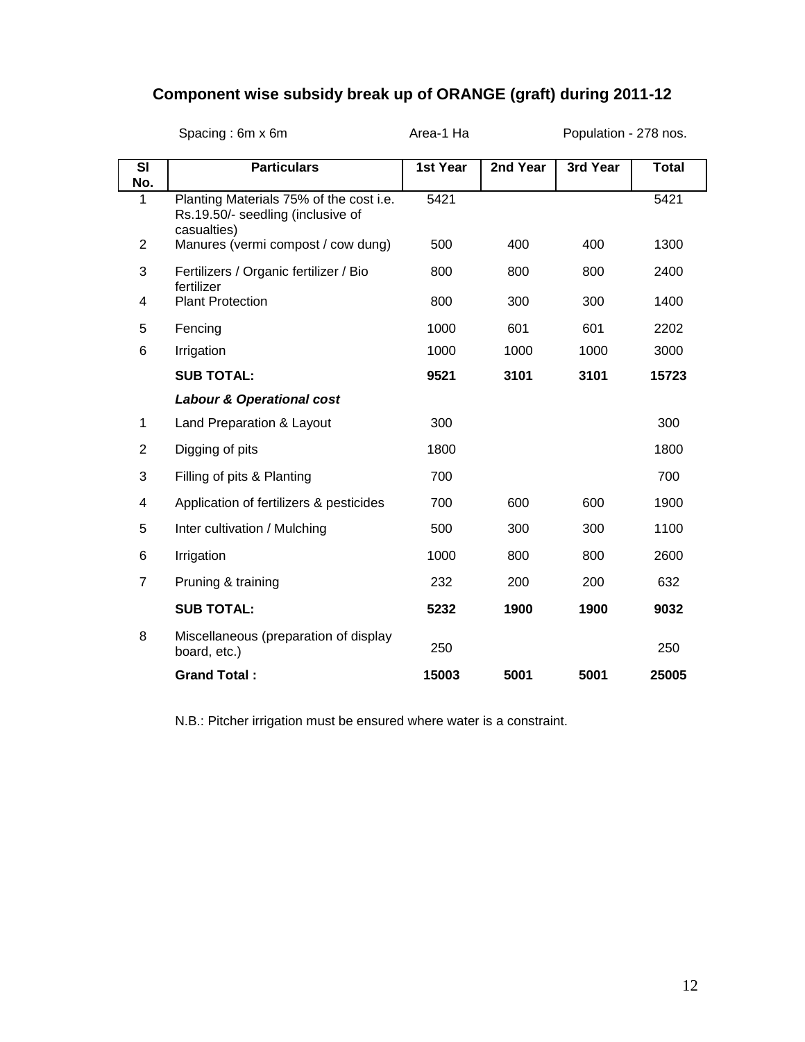## Component wise subsidy break up of ORANGE (graft) during 2011-12

Spacing : 6m x 6m | Area-1 Ha | Population - 278 nos.

| Sl No. | Particulars | 1st Year | 2nd Year | 3rd Year | Total |
|---|---|---|---|---|---|
| 1 | Planting Materials 75% of the cost i.e. Rs.19.50/- seedling (inclusive of casualties) | 5421 | | | 5421 |
| 2 | Manures (vermi compost / cow dung) | 500 | 400 | 400 | 1300 |
| 3 | Fertilizers / Organic fertilizer / Bio fertilizer | 800 | 800 | 800 | 2400 |
| 4 | Plant Protection | 800 | 300 | 300 | 1400 |
| 5 | Fencing | 1000 | 601 | 601 | 2202 |
| 6 | Irrigation | 1000 | 1000 | 1000 | 3000 |
| | **SUB TOTAL:** | **9521** | **3101** | **3101** | **15723** |
| | ***Labour & Operational cost*** | | | | |
| 1 | Land Preparation & Layout | 300 | | | 300 |
| 2 | Digging of pits | 1800 | | | 1800 |
| 3 | Filling of pits & Planting | 700 | | | 700 |
| 4 | Application of fertilizers & pesticides | 700 | 600 | 600 | 1900 |
| 5 | Inter cultivation / Mulching | 500 | 300 | 300 | 1100 |
| 6 | Irrigation | 1000 | 800 | 800 | 2600 |
| 7 | Pruning & training | 232 | 200 | 200 | 632 |
| | **SUB TOTAL:** | **5232** | **1900** | **1900** | **9032** |
| 8 | Miscellaneous (preparation of display board, etc.) | 250 | | | 250 |
| | **Grand Total :** | **15003** | **5001** | **5001** | **25005** |

N.B.: Pitcher irrigation must be ensured where water is a constraint.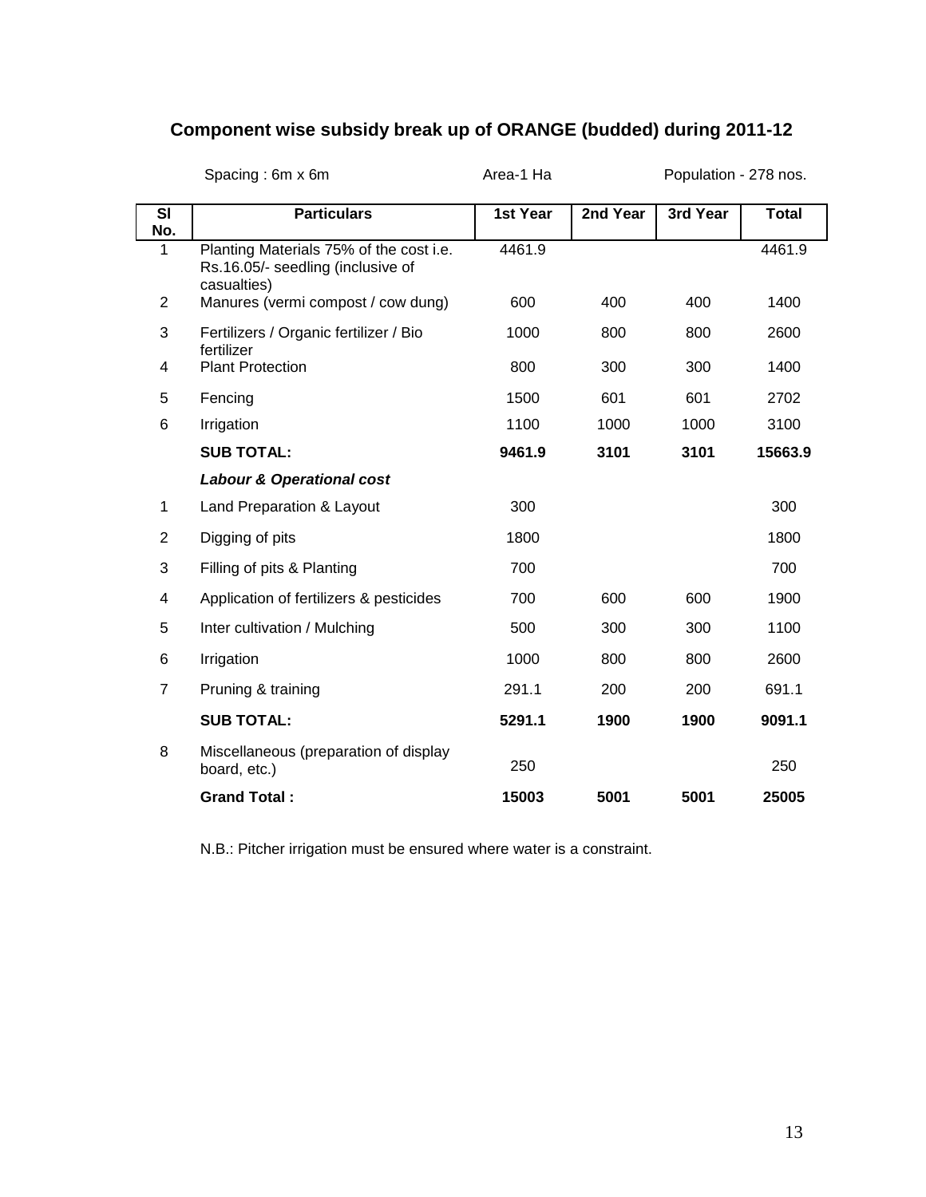## Component wise subsidy break up of ORANGE (budded) during 2011-12

Spacing : 6m x 6m　　　　Area-1 Ha　　　　Population - 278 nos.

| Sl No. | Particulars | 1st Year | 2nd Year | 3rd Year | Total |
|---|---|---|---|---|---|
| 1 | Planting Materials 75% of the cost i.e. Rs.16.05/- seedling (inclusive of casualties) | 4461.9 | | | 4461.9 |
| 2 | Manures (vermi compost / cow dung) | 600 | 400 | 400 | 1400 |
| 3 | Fertilizers / Organic fertilizer / Bio fertilizer | 1000 | 800 | 800 | 2600 |
| 4 | Plant Protection | 800 | 300 | 300 | 1400 |
| 5 | Fencing | 1500 | 601 | 601 | 2702 |
| 6 | Irrigation | 1100 | 1000 | 1000 | 3100 |
| | **SUB TOTAL:** | **9461.9** | **3101** | **3101** | **15663.9** |
| | ***Labour & Operational cost*** | | | | |
| 1 | Land Preparation & Layout | 300 | | | 300 |
| 2 | Digging of pits | 1800 | | | 1800 |
| 3 | Filling of pits & Planting | 700 | | | 700 |
| 4 | Application of fertilizers & pesticides | 700 | 600 | 600 | 1900 |
| 5 | Inter cultivation / Mulching | 500 | 300 | 300 | 1100 |
| 6 | Irrigation | 1000 | 800 | 800 | 2600 |
| 7 | Pruning & training | 291.1 | 200 | 200 | 691.1 |
| | **SUB TOTAL:** | **5291.1** | **1900** | **1900** | **9091.1** |
| 8 | Miscellaneous (preparation of display board, etc.) | 250 | | | 250 |
| | **Grand Total :** | **15003** | **5001** | **5001** | **25005** |

N.B.: Pitcher irrigation must be ensured where water is a constraint.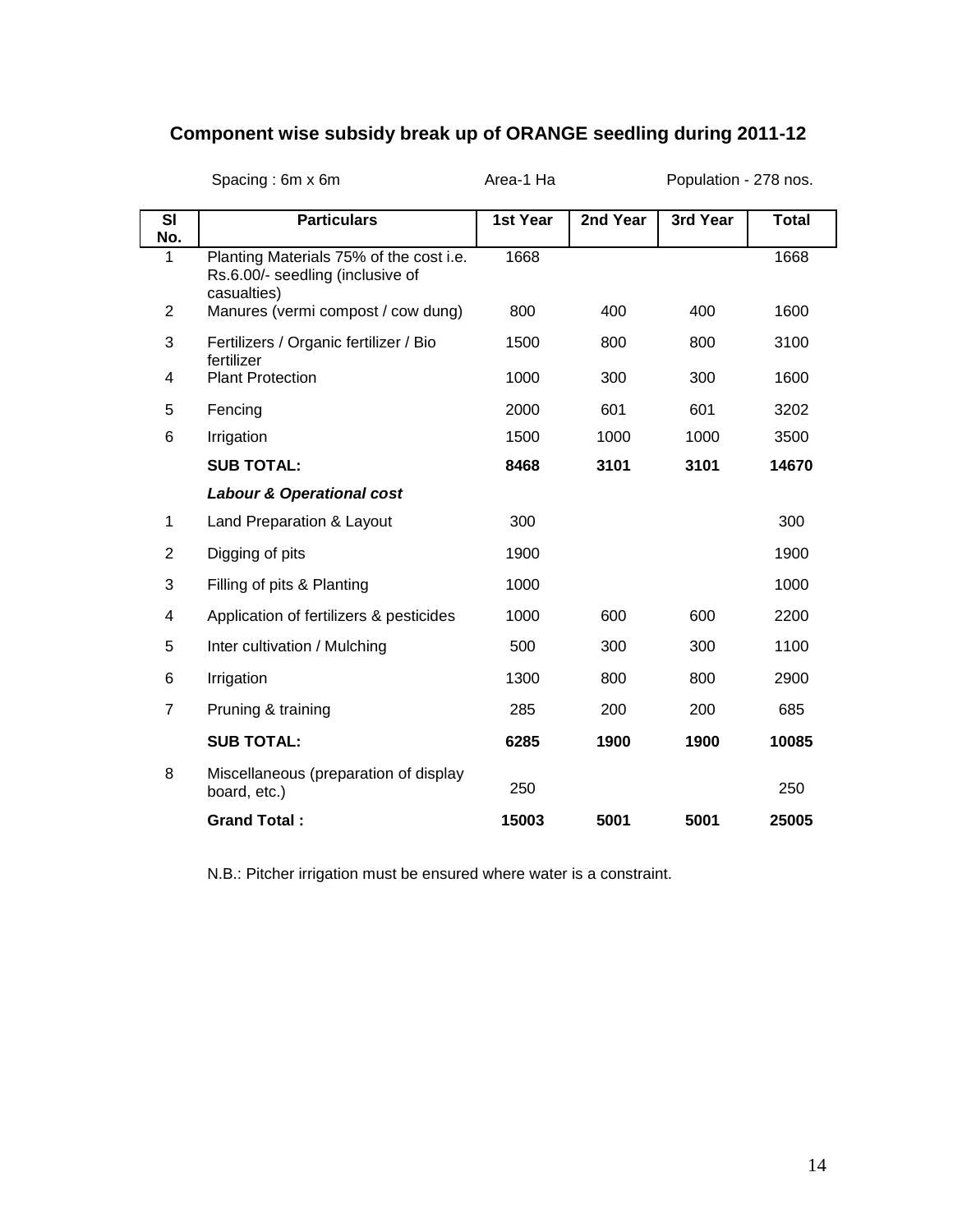## Component wise subsidy break up of ORANGE seedling during 2011-12

Spacing : 6m x 6m &nbsp;&nbsp;&nbsp;&nbsp; Area-1 Ha &nbsp;&nbsp;&nbsp;&nbsp; Population - 278 nos.

| Sl No. | Particulars | 1st Year | 2nd Year | 3rd Year | Total |
|---|---|---|---|---|---|
| 1 | Planting Materials 75% of the cost i.e. Rs.6.00/- seedling (inclusive of casualties) | 1668 | | | 1668 |
| 2 | Manures (vermi compost / cow dung) | 800 | 400 | 400 | 1600 |
| 3 | Fertilizers / Organic fertilizer / Bio fertilizer | 1500 | 800 | 800 | 3100 |
| 4 | Plant Protection | 1000 | 300 | 300 | 1600 |
| 5 | Fencing | 2000 | 601 | 601 | 3202 |
| 6 | Irrigation | 1500 | 1000 | 1000 | 3500 |
| | **SUB TOTAL:** | **8468** | **3101** | **3101** | **14670** |
| | ***Labour & Operational cost*** | | | | |
| 1 | Land Preparation & Layout | 300 | | | 300 |
| 2 | Digging of pits | 1900 | | | 1900 |
| 3 | Filling of pits & Planting | 1000 | | | 1000 |
| 4 | Application of fertilizers & pesticides | 1000 | 600 | 600 | 2200 |
| 5 | Inter cultivation / Mulching | 500 | 300 | 300 | 1100 |
| 6 | Irrigation | 1300 | 800 | 800 | 2900 |
| 7 | Pruning & training | 285 | 200 | 200 | 685 |
| | **SUB TOTAL:** | **6285** | **1900** | **1900** | **10085** |
| 8 | Miscellaneous (preparation of display board, etc.) | 250 | | | 250 |
| | **Grand Total :** | **15003** | **5001** | **5001** | **25005** |

N.B.: Pitcher irrigation must be ensured where water is a constraint.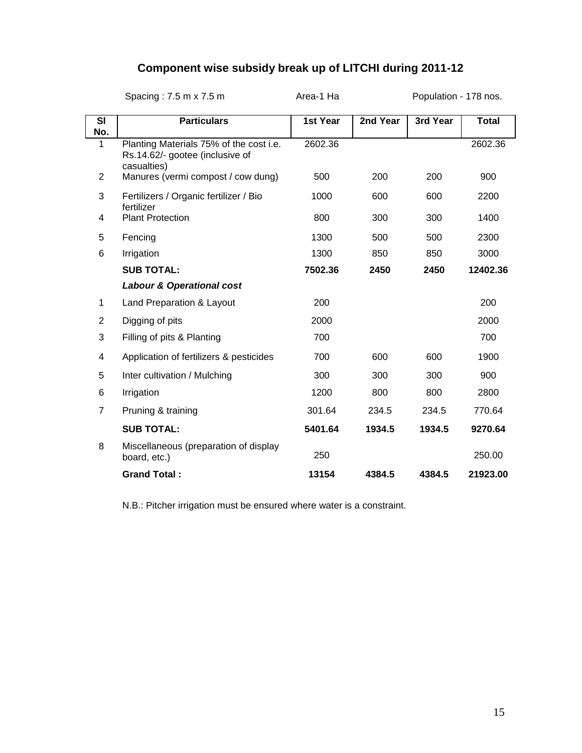## Component wise subsidy break up of LITCHI during 2011-12

Spacing : 7.5 m x 7.5 m Area-1 Ha Population - 178 nos.

| Sl No. | Particulars | 1st Year | 2nd Year | 3rd Year | Total |
|---|---|---|---|---|---|
| 1 | Planting Materials 75% of the cost i.e. Rs.14.62/- gootee (inclusive of casualties) | 2602.36 | | | 2602.36 |
| 2 | Manures (vermi compost / cow dung) | 500 | 200 | 200 | 900 |
| 3 | Fertilizers / Organic fertilizer / Bio fertilizer | 1000 | 600 | 600 | 2200 |
| 4 | Plant Protection | 800 | 300 | 300 | 1400 |
| 5 | Fencing | 1300 | 500 | 500 | 2300 |
| 6 | Irrigation | 1300 | 850 | 850 | 3000 |
| | **SUB TOTAL:** | **7502.36** | **2450** | **2450** | **12402.36** |
| | ***Labour & Operational cost*** | | | | |
| 1 | Land Preparation & Layout | 200 | | | 200 |
| 2 | Digging of pits | 2000 | | | 2000 |
| 3 | Filling of pits & Planting | 700 | | | 700 |
| 4 | Application of fertilizers & pesticides | 700 | 600 | 600 | 1900 |
| 5 | Inter cultivation / Mulching | 300 | 300 | 300 | 900 |
| 6 | Irrigation | 1200 | 800 | 800 | 2800 |
| 7 | Pruning & training | 301.64 | 234.5 | 234.5 | 770.64 |
| | **SUB TOTAL:** | **5401.64** | **1934.5** | **1934.5** | **9270.64** |
| 8 | Miscellaneous (preparation of display board, etc.) | 250 | | | 250.00 |
| | **Grand Total :** | **13154** | **4384.5** | **4384.5** | **21923.00** |

N.B.: Pitcher irrigation must be ensured where water is a constraint.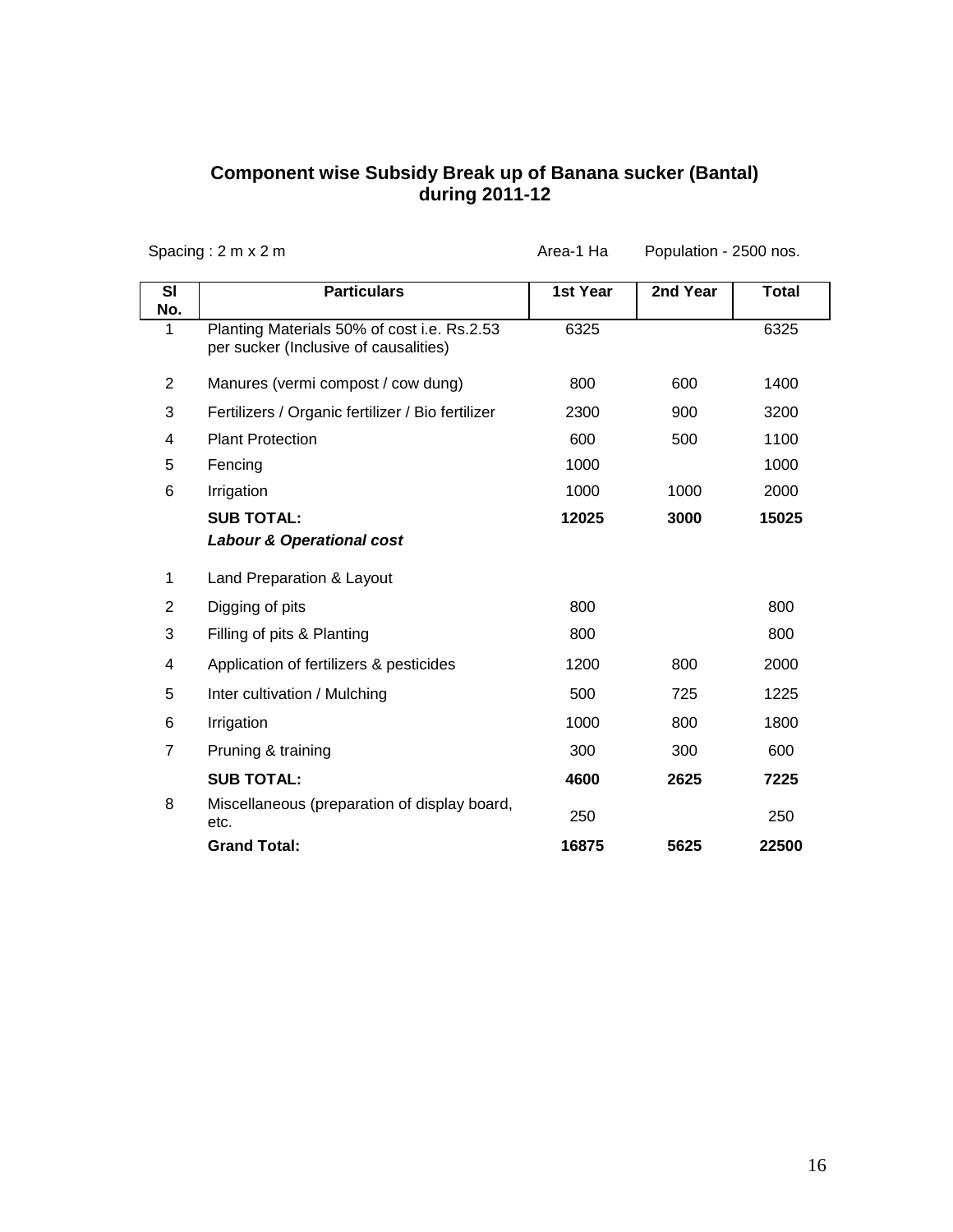## Component wise Subsidy Break up of Banana sucker (Bantal) during 2011-12

Spacing : 2 m x 2 m    Area-1 Ha    Population - 2500 nos.

| Sl No. | Particulars | 1st Year | 2nd Year | Total |
|---|---|---|---|---|
| 1 | Planting Materials 50% of cost i.e. Rs.2.53 per sucker (Inclusive of causalities) | 6325 | | 6325 |
| 2 | Manures (vermi compost / cow dung) | 800 | 600 | 1400 |
| 3 | Fertilizers / Organic fertilizer / Bio fertilizer | 2300 | 900 | 3200 |
| 4 | Plant Protection | 600 | 500 | 1100 |
| 5 | Fencing | 1000 | | 1000 |
| 6 | Irrigation | 1000 | 1000 | 2000 |
| | **SUB TOTAL:** | **12025** | **3000** | **15025** |
| | ***Labour & Operational cost*** | | | |
| 1 | Land Preparation & Layout | | | |
| 2 | Digging of pits | 800 | | 800 |
| 3 | Filling of pits & Planting | 800 | | 800 |
| 4 | Application of fertilizers & pesticides | 1200 | 800 | 2000 |
| 5 | Inter cultivation / Mulching | 500 | 725 | 1225 |
| 6 | Irrigation | 1000 | 800 | 1800 |
| 7 | Pruning & training | 300 | 300 | 600 |
| | **SUB TOTAL:** | **4600** | **2625** | **7225** |
| 8 | Miscellaneous (preparation of display board, etc. | 250 | | 250 |
| | **Grand Total:** | **16875** | **5625** | **22500** |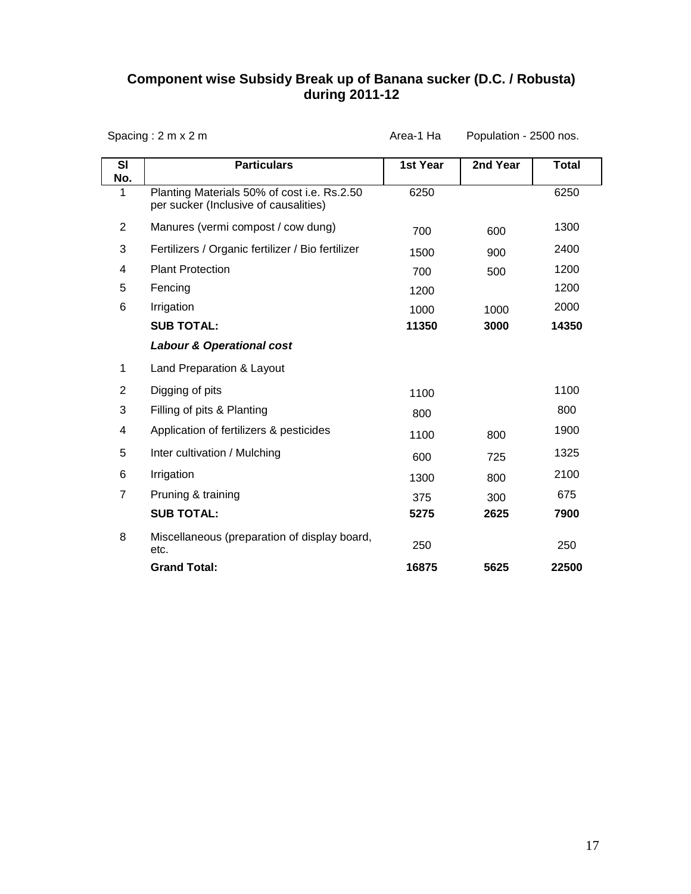## Component wise Subsidy Break up of Banana sucker (D.C. / Robusta) during 2011-12

Spacing : 2 m x 2 m | Area-1 Ha | Population - 2500 nos.

| Sl No. | Particulars | 1st Year | 2nd Year | Total |
|---|---|---|---|---|
| 1 | Planting Materials 50% of cost i.e. Rs.2.50 per sucker (Inclusive of causalities) | 6250 | | 6250 |
| 2 | Manures (vermi compost / cow dung) | 700 | 600 | 1300 |
| 3 | Fertilizers / Organic fertilizer / Bio fertilizer | 1500 | 900 | 2400 |
| 4 | Plant Protection | 700 | 500 | 1200 |
| 5 | Fencing | 1200 | | 1200 |
| 6 | Irrigation | 1000 | 1000 | 2000 |
| | **SUB TOTAL:** | **11350** | **3000** | **14350** |
| | ***Labour & Operational cost*** | | | |
| 1 | Land Preparation & Layout | | | |
| 2 | Digging of pits | 1100 | | 1100 |
| 3 | Filling of pits & Planting | 800 | | 800 |
| 4 | Application of fertilizers & pesticides | 1100 | 800 | 1900 |
| 5 | Inter cultivation / Mulching | 600 | 725 | 1325 |
| 6 | Irrigation | 1300 | 800 | 2100 |
| 7 | Pruning & training | 375 | 300 | 675 |
| | **SUB TOTAL:** | **5275** | **2625** | **7900** |
| 8 | Miscellaneous (preparation of display board, etc. | 250 | | 250 |
| | **Grand Total:** | **16875** | **5625** | **22500** |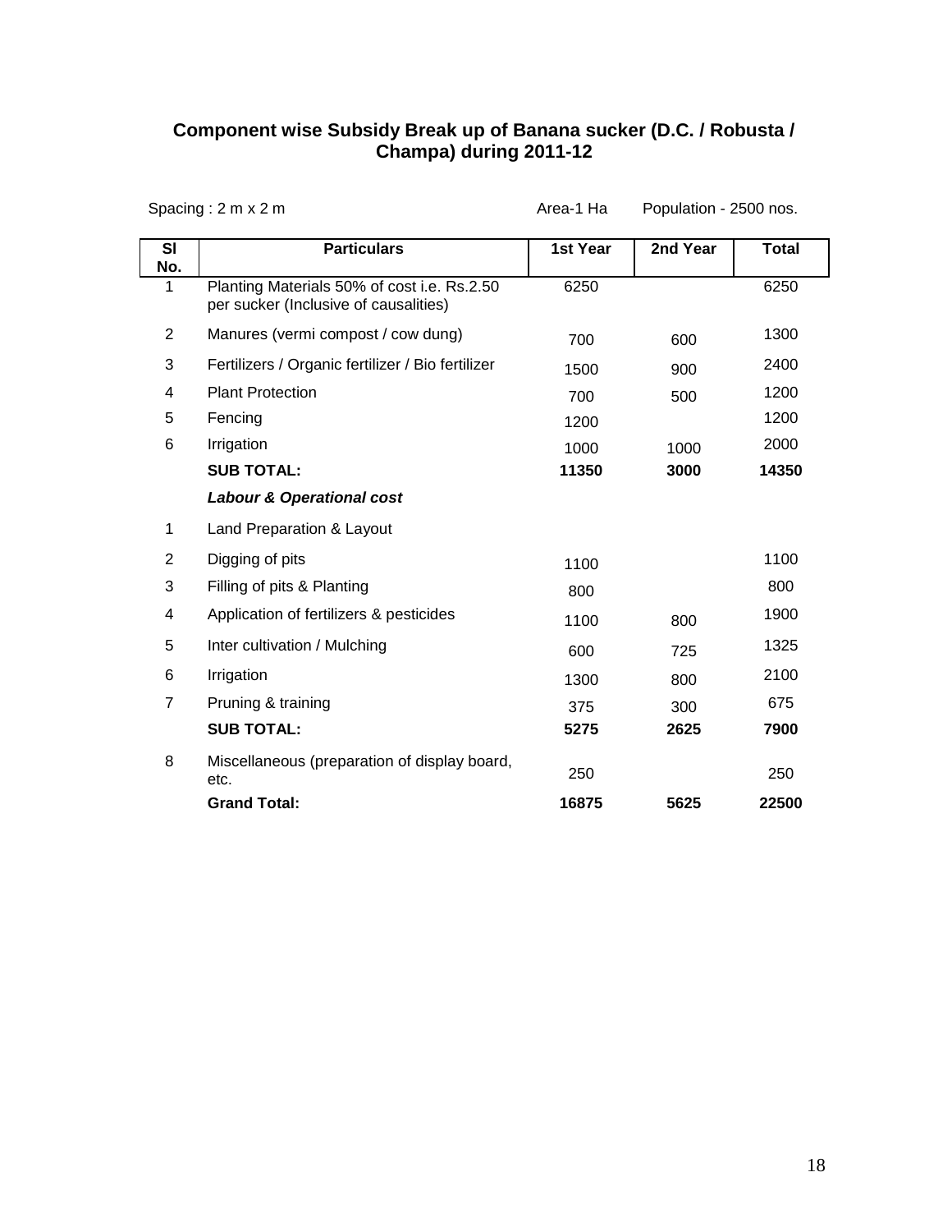## Component wise Subsidy Break up of Banana sucker (D.C. / Robusta / Champa) during 2011-12

Spacing : 2 m x 2 m Area-1 Ha Population - 2500 nos.

| Sl No. | Particulars | 1st Year | 2nd Year | Total |
|---|---|---|---|---|
| 1 | Planting Materials 50% of cost i.e. Rs.2.50 per sucker (Inclusive of causalities) | 6250 | | 6250 |
| 2 | Manures (vermi compost / cow dung) | 700 | 600 | 1300 |
| 3 | Fertilizers / Organic fertilizer / Bio fertilizer | 1500 | 900 | 2400 |
| 4 | Plant Protection | 700 | 500 | 1200 |
| 5 | Fencing | 1200 | | 1200 |
| 6 | Irrigation | 1000 | 1000 | 2000 |
| | **SUB TOTAL:** | **11350** | **3000** | **14350** |
| | ***Labour & Operational cost*** | | | |
| 1 | Land Preparation & Layout | | | |
| 2 | Digging of pits | 1100 | | 1100 |
| 3 | Filling of pits & Planting | 800 | | 800 |
| 4 | Application of fertilizers & pesticides | 1100 | 800 | 1900 |
| 5 | Inter cultivation / Mulching | 600 | 725 | 1325 |
| 6 | Irrigation | 1300 | 800 | 2100 |
| 7 | Pruning & training | 375 | 300 | 675 |
| | **SUB TOTAL:** | **5275** | **2625** | **7900** |
| 8 | Miscellaneous (preparation of display board, etc. | 250 | | 250 |
| | **Grand Total:** | **16875** | **5625** | **22500** |